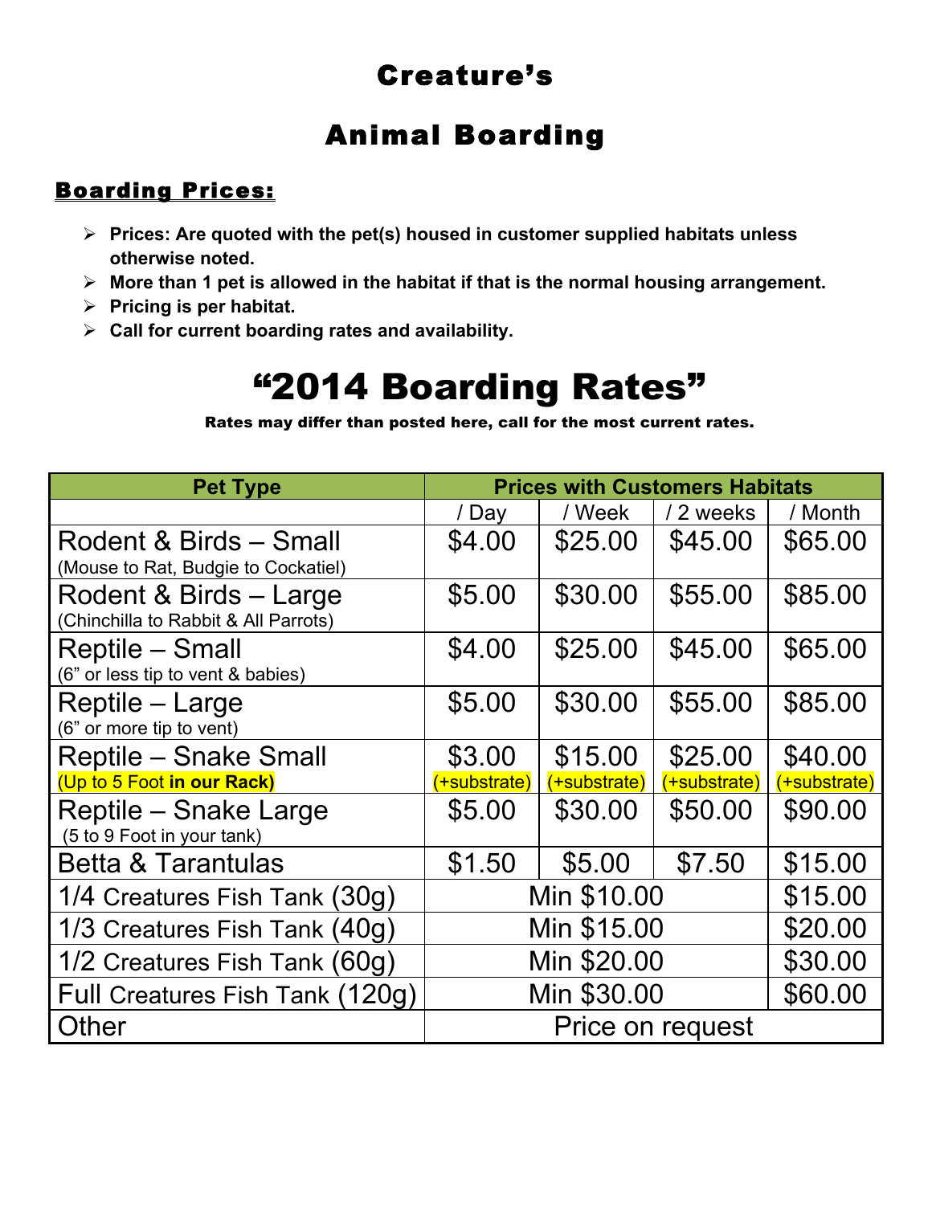# Creature's

# Animal Boarding

## Boarding Prices:

- **Prices: Are quoted with the pet(s) housed in customer supplied habitats unless otherwise noted.**
- **More than 1 pet is allowed in the habitat if that is the normal housing arrangement.**
- **Pricing is per habitat.**
- **Call for current boarding rates and availability.**

# "2014 Boarding Rates"

**Rates may differ than posted here, call for the most current rates.**

| Pet Type | Prices with Customers Habitats | | | |
|---|---|---|---|---|
| | / Day | / Week | / 2 weeks | / Month |
| Rodent & Birds – Small (Mouse to Rat, Budgie to Cockatiel) | $4.00 | $25.00 | $45.00 | $65.00 |
| Rodent & Birds – Large (Chinchilla to Rabbit & All Parrots) | $5.00 | $30.00 | $55.00 | $85.00 |
| Reptile – Small (6" or less tip to vent & babies) | $4.00 | $25.00 | $45.00 | $65.00 |
| Reptile – Large (6" or more tip to vent) | $5.00 | $30.00 | $55.00 | $85.00 |
| Reptile – Snake Small (Up to 5 Foot **in our Rack**) | $3.00 (+substrate) | $15.00 (+substrate) | $25.00 (+substrate) | $40.00 (+substrate) |
| Reptile – Snake Large (5 to 9 Foot in your tank) | $5.00 | $30.00 | $50.00 | $90.00 |
| Betta & Tarantulas | $1.50 | $5.00 | $7.50 | $15.00 |
| 1/4 Creatures Fish Tank (30g) | Min $10.00 | | | $15.00 |
| 1/3 Creatures Fish Tank (40g) | Min $15.00 | | | $20.00 |
| 1/2 Creatures Fish Tank (60g) | Min $20.00 | | | $30.00 |
| Full Creatures Fish Tank (120g) | Min $30.00 | | | $60.00 |
| Other | Price on request | | | |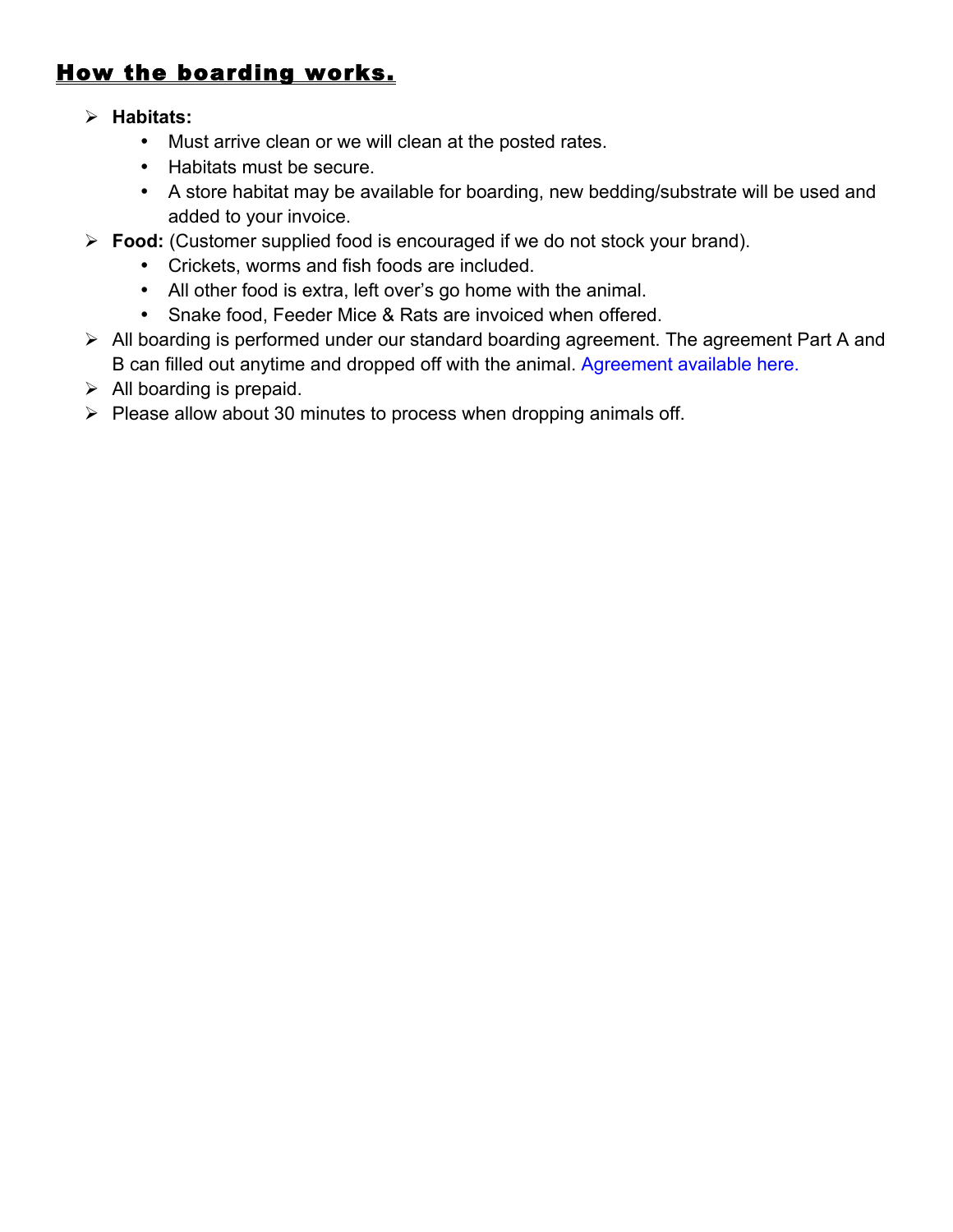## **How the boarding works.**

- **Habitats:**
  - Must arrive clean or we will clean at the posted rates.
  - Habitats must be secure.
  - A store habitat may be available for boarding, new bedding/substrate will be used and added to your invoice.
- **Food:** (Customer supplied food is encouraged if we do not stock your brand).
  - Crickets, worms and fish foods are included.
  - All other food is extra, left over's go home with the animal.
  - Snake food, Feeder Mice & Rats are invoiced when offered.
- All boarding is performed under our standard boarding agreement. The agreement Part A and B can filled out anytime and dropped off with the animal. Agreement available here.
- All boarding is prepaid.
- Please allow about 30 minutes to process when dropping animals off.